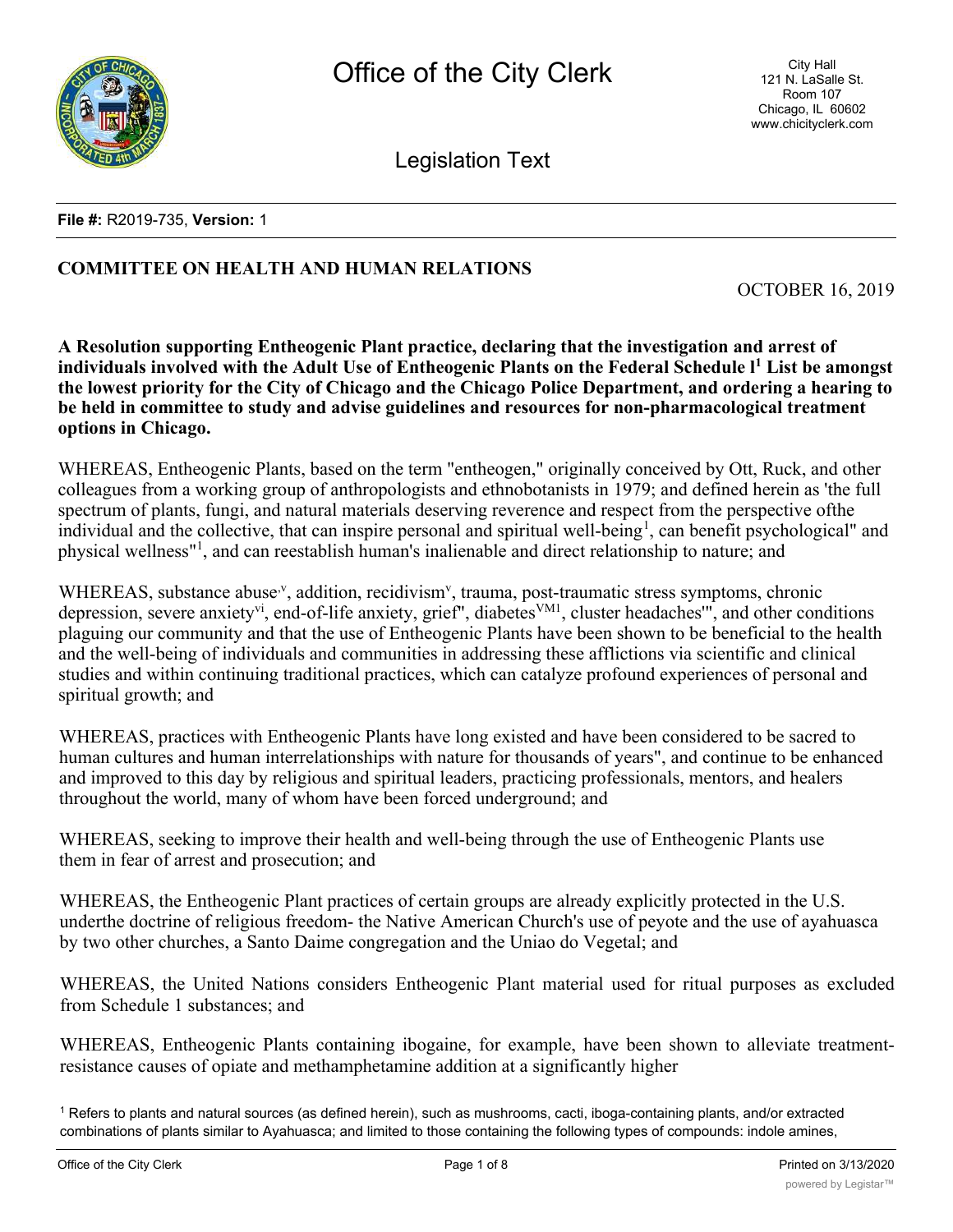**File #:** R2019-735, **Version:** 1

**COMMITTEE ON HEALTH AND HUMAN RELATIONS**

OCTOBER 16, 2019

**A Resolution supporting Entheogenic Plant practice, declaring that the investigation and arrest of individuals involved with the Adult Use of Entheogenic Plants on the Federal Schedule l[1] List be amongst the lowest priority for the City of Chicago and the Chicago Police Department, and ordering a hearing to be held in committee to study and advise guidelines and resources for non-pharmacological treatment options in Chicago.**

WHEREAS, Entheogenic Plants, based on the term "entheogen," originally conceived by Ott, Ruck, and other colleagues from a working group of anthropologists and ethnobotanists in 1979; and defined herein as 'the full spectrum of plants, fungi, and natural materials deserving reverence and respect from the perspective ofthe individual and the collective, that can inspire personal and spiritual well-being[1], can benefit psychological" and physical wellness"[1], and can reestablish human's inalienable and direct relationship to nature; and

WHEREAS, substance abuse[.v], addition, recidivism[v], trauma, post-traumatic stress symptoms, chronic depression, severe anxiety[vi], end-of-life anxiety, grief", diabetes[VM1], cluster headaches'", and other conditions plaguing our community and that the use of Entheogenic Plants have been shown to be beneficial to the health and the well-being of individuals and communities in addressing these afflictions via scientific and clinical studies and within continuing traditional practices, which can catalyze profound experiences of personal and spiritual growth; and

WHEREAS, practices with Entheogenic Plants have long existed and have been considered to be sacred to human cultures and human interrelationships with nature for thousands of years", and continue to be enhanced and improved to this day by religious and spiritual leaders, practicing professionals, mentors, and healers throughout the world, many of whom have been forced underground; and

WHEREAS, seeking to improve their health and well-being through the use of Entheogenic Plants use them in fear of arrest and prosecution; and

WHEREAS, the Entheogenic Plant practices of certain groups are already explicitly protected in the U.S. underthe doctrine of religious freedom- the Native American Church's use of peyote and the use of ayahuasca by two other churches, a Santo Daime congregation and the Uniao do Vegetal; and

WHEREAS, the United Nations considers Entheogenic Plant material used for ritual purposes as excluded from Schedule 1 substances; and

WHEREAS, Entheogenic Plants containing ibogaine, for example, have been shown to alleviate treatment-resistance causes of opiate and methamphetamine addition at a significantly higher

[1] Refers to plants and natural sources (as defined herein), such as mushrooms, cacti, iboga-containing plants, and/or extracted combinations of plants similar to Ayahuasca; and limited to those containing the following types of compounds: indole amines,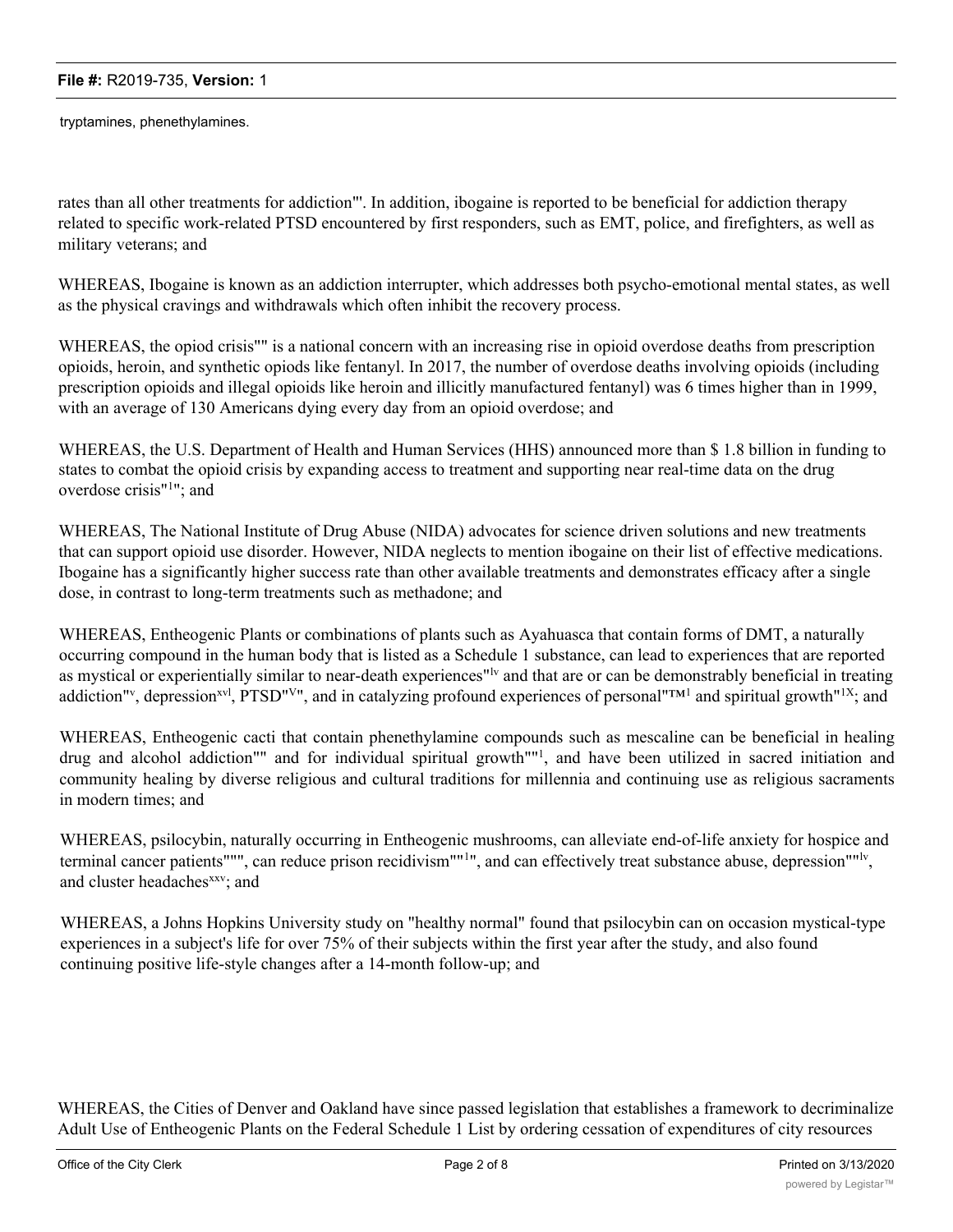tryptamines, phenethylamines.

rates than all other treatments for addiction"'. In addition, ibogaine is reported to be beneficial for addiction therapy related to specific work-related PTSD encountered by first responders, such as EMT, police, and firefighters, as well as military veterans; and

WHEREAS, Ibogaine is known as an addiction interrupter, which addresses both psycho-emotional mental states, as well as the physical cravings and withdrawals which often inhibit the recovery process.

WHEREAS, the opiod crisis"" is a national concern with an increasing rise in opioid overdose deaths from prescription opioids, heroin, and synthetic opiods like fentanyl. In 2017, the number of overdose deaths involving opioids (including prescription opioids and illegal opioids like heroin and illicitly manufactured fentanyl) was 6 times higher than in 1999, with an average of 130 Americans dying every day from an opioid overdose; and

WHEREAS, the U.S. Department of Health and Human Services (HHS) announced more than $ 1.8 billion in funding to states to combat the opioid crisis by expanding access to treatment and supporting near real-time data on the drug overdose crisis"[1]"; and

WHEREAS, The National Institute of Drug Abuse (NIDA) advocates for science driven solutions and new treatments that can support opioid use disorder. However, NIDA neglects to mention ibogaine on their list of effective medications. Ibogaine has a significantly higher success rate than other available treatments and demonstrates efficacy after a single dose, in contrast to long-term treatments such as methadone; and

WHEREAS, Entheogenic Plants or combinations of plants such as Ayahuasca that contain forms of DMT, a naturally occurring compound in the human body that is listed as a Schedule 1 substance, can lead to experiences that are reported as mystical or experientially similar to near-death experiences"[lv] and that are or can be demonstrably beneficial in treating addiction"[v], depression[xvl], PTSD"[V]", and in catalyzing profound experiences of personal"™[1] and spiritual growth"[1X]; and

WHEREAS, Entheogenic cacti that contain phenethylamine compounds such as mescaline can be beneficial in healing drug and alcohol addiction"" and for individual spiritual growth""[1], and have been utilized in sacred initiation and community healing by diverse religious and cultural traditions for millennia and continuing use as religious sacraments in modern times; and

WHEREAS, psilocybin, naturally occurring in Entheogenic mushrooms, can alleviate end-of-life anxiety for hospice and terminal cancer patients""", can reduce prison recidivism""[1]", and can effectively treat substance abuse, depression""[lv], and cluster headaches[xxv]; and

WHEREAS, a Johns Hopkins University study on "healthy normal" found that psilocybin can on occasion mystical-type experiences in a subject's life for over 75% of their subjects within the first year after the study, and also found continuing positive life-style changes after a 14-month follow-up; and

WHEREAS, the Cities of Denver and Oakland have since passed legislation that establishes a framework to decriminalize Adult Use of Entheogenic Plants on the Federal Schedule 1 List by ordering cessation of expenditures of city resources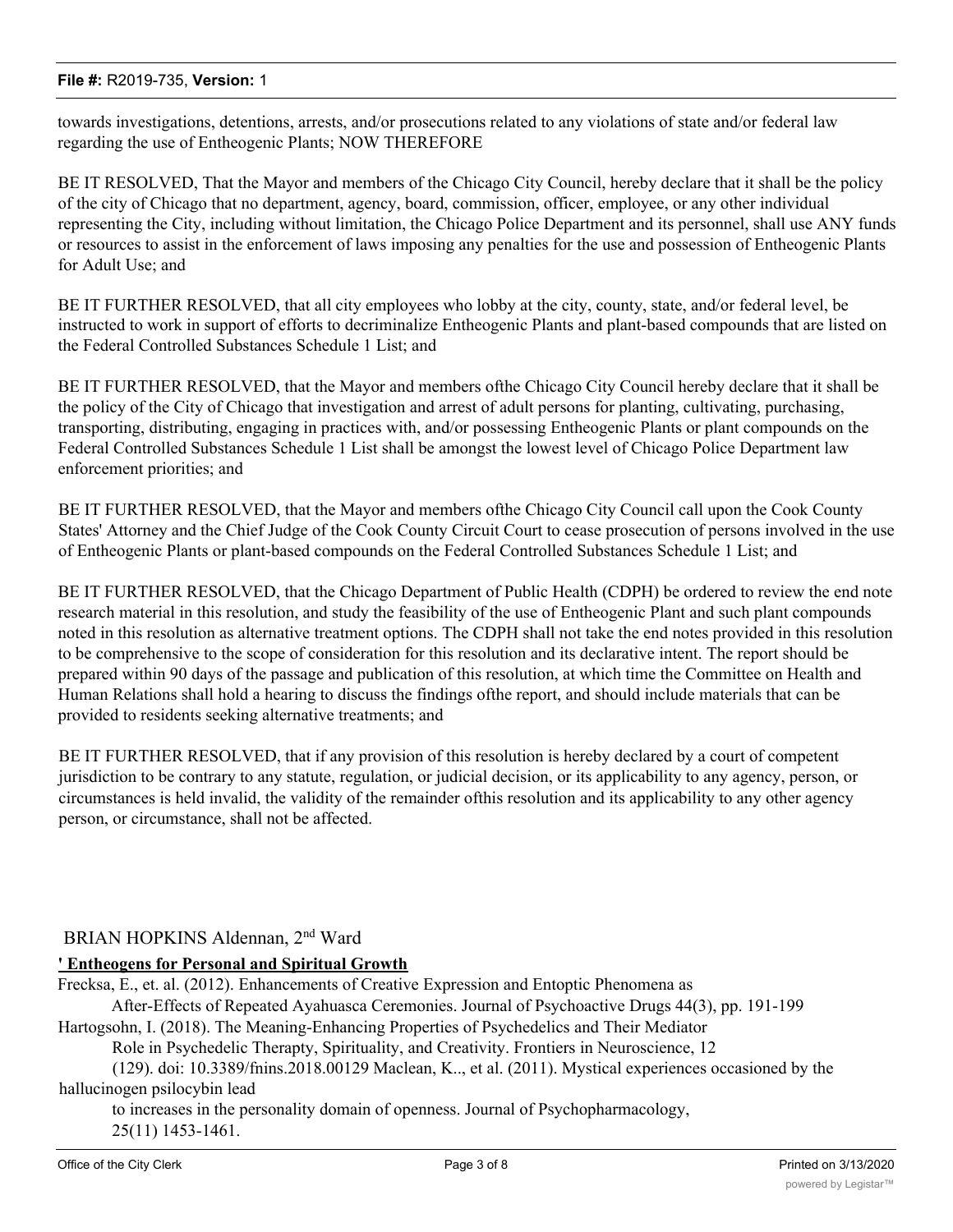towards investigations, detentions, arrests, and/or prosecutions related to any violations of state and/or federal law regarding the use of Entheogenic Plants; NOW THEREFORE

BE IT RESOLVED, That the Mayor and members of the Chicago City Council, hereby declare that it shall be the policy of the city of Chicago that no department, agency, board, commission, officer, employee, or any other individual representing the City, including without limitation, the Chicago Police Department and its personnel, shall use ANY funds or resources to assist in the enforcement of laws imposing any penalties for the use and possession of Entheogenic Plants for Adult Use; and

BE IT FURTHER RESOLVED, that all city employees who lobby at the city, county, state, and/or federal level, be instructed to work in support of efforts to decriminalize Entheogenic Plants and plant-based compounds that are listed on the Federal Controlled Substances Schedule 1 List; and

BE IT FURTHER RESOLVED, that the Mayor and members ofthe Chicago City Council hereby declare that it shall be the policy of the City of Chicago that investigation and arrest of adult persons for planting, cultivating, purchasing, transporting, distributing, engaging in practices with, and/or possessing Entheogenic Plants or plant compounds on the Federal Controlled Substances Schedule 1 List shall be amongst the lowest level of Chicago Police Department law enforcement priorities; and

BE IT FURTHER RESOLVED, that the Mayor and members ofthe Chicago City Council call upon the Cook County States' Attorney and the Chief Judge of the Cook County Circuit Court to cease prosecution of persons involved in the use of Entheogenic Plants or plant-based compounds on the Federal Controlled Substances Schedule 1 List; and

BE IT FURTHER RESOLVED, that the Chicago Department of Public Health (CDPH) be ordered to review the end note research material in this resolution, and study the feasibility of the use of Entheogenic Plant and such plant compounds noted in this resolution as alternative treatment options. The CDPH shall not take the end notes provided in this resolution to be comprehensive to the scope of consideration for this resolution and its declarative intent. The report should be prepared within 90 days of the passage and publication of this resolution, at which time the Committee on Health and Human Relations shall hold a hearing to discuss the findings ofthe report, and should include materials that can be provided to residents seeking alternative treatments; and

BE IT FURTHER RESOLVED, that if any provision of this resolution is hereby declared by a court of competent jurisdiction to be contrary to any statute, regulation, or judicial decision, or its applicability to any agency, person, or circumstances is held invalid, the validity of the remainder ofthis resolution and its applicability to any other agency person, or circumstance, shall not be affected.

BRIAN HOPKINS Aldennan, 2nd Ward

**' Entheogens for Personal and Spiritual Growth**

Frecksa, E., et. al. (2012). Enhancements of Creative Expression and Entoptic Phenomena as After-Effects of Repeated Ayahuasca Ceremonies. Journal of Psychoactive Drugs 44(3), pp. 191-199

Hartogsohn, I. (2018). The Meaning-Enhancing Properties of Psychedelics and Their Mediator Role in Psychedelic Therapty, Spirituality, and Creativity. Frontiers in Neuroscience, 12 (129). doi: 10.3389/fnins.2018.00129 Maclean, K.., et al. (2011). Mystical experiences occasioned by the hallucinogen psilocybin lead to increases in the personality domain of openness. Journal of Psychopharmacology, 25(11) 1453-1461.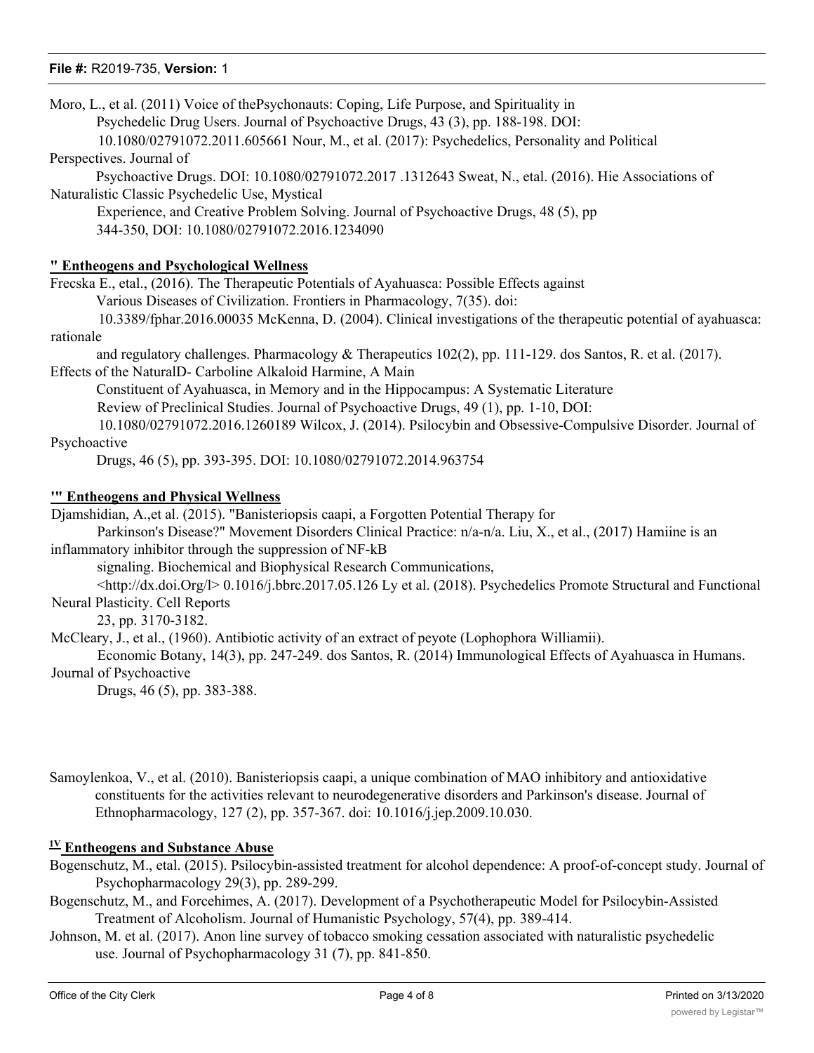Moro, L., et al. (2011) Voice of thePsychonauts: Coping, Life Purpose, and Spirituality in Psychedelic Drug Users. Journal of Psychoactive Drugs, 43 (3), pp. 188-198. DOI: 10.1080/02791072.2011.605661 Nour, M., et al. (2017): Psychedelics, Personality and Political Perspectives. Journal of Psychoactive Drugs. DOI: 10.1080/02791072.2017 .1312643 Sweat, N., etal. (2016). Hie Associations of Naturalistic Classic Psychedelic Use, Mystical Experience, and Creative Problem Solving. Journal of Psychoactive Drugs, 48 (5), pp 344-350, DOI: 10.1080/02791072.2016.1234090

**" Entheogens and Psychological Wellness**

Frecska E., etal., (2016). The Therapeutic Potentials of Ayahuasca: Possible Effects against Various Diseases of Civilization. Frontiers in Pharmacology, 7(35). doi: 10.3389/fphar.2016.00035 McKenna, D. (2004). Clinical investigations of the therapeutic potential of ayahuasca: rationale and regulatory challenges. Pharmacology & Therapeutics 102(2), pp. 111-129. dos Santos, R. et al. (2017). Effects of the NaturalD- Carboline Alkaloid Harmine, A Main Constituent of Ayahuasca, in Memory and in the Hippocampus: A Systematic Literature Review of Preclinical Studies. Journal of Psychoactive Drugs, 49 (1), pp. 1-10, DOI: 10.1080/02791072.2016.1260189 Wilcox, J. (2014). Psilocybin and Obsessive-Compulsive Disorder. Journal of Psychoactive Drugs, 46 (5), pp. 393-395. DOI: 10.1080/02791072.2014.963754

**'" Entheogens and Physical Wellness**

Djamshidian, A.,et al. (2015). "Banisteriopsis caapi, a Forgotten Potential Therapy for Parkinson's Disease?" Movement Disorders Clinical Practice: n/a-n/a. Liu, X., et al., (2017) Hamiine is an inflammatory inhibitor through the suppression of NF-kB signaling. Biochemical and Biophysical Research Communications, <http://dx.doi.Org/l> 0.1016/j.bbrc.2017.05.126 Ly et al. (2018). Psychedelics Promote Structural and Functional Neural Plasticity. Cell Reports 23, pp. 3170-3182.

McCleary, J., et al., (1960). Antibiotic activity of an extract of peyote (Lophophora Williamii). Economic Botany, 14(3), pp. 247-249. dos Santos, R. (2014) Immunological Effects of Ayahuasca in Humans. Journal of Psychoactive Drugs, 46 (5), pp. 383-388.

Samoylenkoa, V., et al. (2010). Banisteriopsis caapi, a unique combination of MAO inhibitory and antioxidative constituents for the activities relevant to neurodegenerative disorders and Parkinson's disease. Journal of Ethnopharmacology, 127 (2), pp. 357-367. doi: 10.1016/j.jep.2009.10.030.

**IV Entheogens and Substance Abuse**

Bogenschutz, M., etal. (2015). Psilocybin-assisted treatment for alcohol dependence: A proof-of-concept study. Journal of Psychopharmacology 29(3), pp. 289-299.

Bogenschutz, M., and Forcehimes, A. (2017). Development of a Psychotherapeutic Model for Psilocybin-Assisted Treatment of Alcoholism. Journal of Humanistic Psychology, 57(4), pp. 389-414.

Johnson, M. et al. (2017). Anon line survey of tobacco smoking cessation associated with naturalistic psychedelic use. Journal of Psychopharmacology 31 (7), pp. 841-850.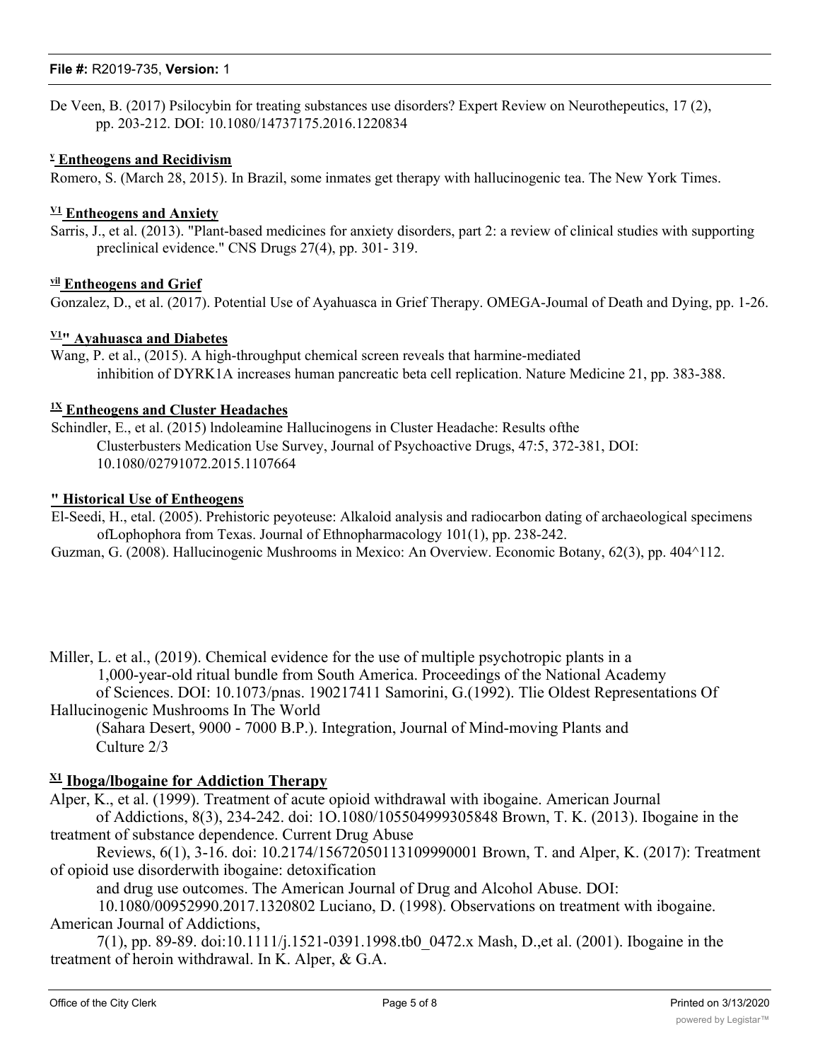De Veen, B. (2017) Psilocybin for treating substances use disorders? Expert Review on Neurothepeutics, 17 (2), pp. 203-212. DOI: 10.1080/14737175.2016.1220834

**[v] Entheogens and Recidivism**

Romero, S. (March 28, 2015). In Brazil, some inmates get therapy with hallucinogenic tea. The New York Times.

**[V1] Entheogens and Anxiety**

Sarris, J., et al. (2013). "Plant-based medicines for anxiety disorders, part 2: a review of clinical studies with supporting preclinical evidence." CNS Drugs 27(4), pp. 301- 319.

**[vil] Entheogens and Grief**

Gonzalez, D., et al. (2017). Potential Use of Ayahuasca in Grief Therapy. OMEGA-Joumal of Death and Dying, pp. 1-26.

**[V1"] Ayahuasca and Diabetes**

Wang, P. et al., (2015). A high-throughput chemical screen reveals that harmine-mediated inhibition of DYRK1A increases human pancreatic beta cell replication. Nature Medicine 21, pp. 383-388.

**[1X] Entheogens and Cluster Headaches**

Schindler, E., et al. (2015) lndoleamine Hallucinogens in Cluster Headache: Results ofthe Clusterbusters Medication Use Survey, Journal of Psychoactive Drugs, 47:5, 372-381, DOI: 10.1080/02791072.2015.1107664

**" Historical Use of Entheogens**

El-Seedi, H., etal. (2005). Prehistoric peyoteuse: Alkaloid analysis and radiocarbon dating of archaeological specimens ofLophophora from Texas. Journal of Ethnopharmacology 101(1), pp. 238-242.

Guzman, G. (2008). Hallucinogenic Mushrooms in Mexico: An Overview. Economic Botany, 62(3), pp. 404^112.

Miller, L. et al., (2019). Chemical evidence for the use of multiple psychotropic plants in a 1,000-year-old ritual bundle from South America. Proceedings of the National Academy of Sciences. DOI: 10.1073/pnas. 190217411 Samorini, G.(1992). Tlie Oldest Representations Of Hallucinogenic Mushrooms In The World (Sahara Desert, 9000 - 7000 B.P.). Integration, Journal of Mind-moving Plants and Culture 2/3

**[X1] Iboga/lbogaine for Addiction Therapy**

Alper, K., et al. (1999). Treatment of acute opioid withdrawal with ibogaine. American Journal of Addictions, 8(3), 234-242. doi: 1O.1080/105504999305848 Brown, T. K. (2013). Ibogaine in the treatment of substance dependence. Current Drug Abuse Reviews, 6(1), 3-16. doi: 10.2174/15672050113109990001 Brown, T. and Alper, K. (2017): Treatment of opioid use disorderwith ibogaine: detoxification and drug use outcomes. The American Journal of Drug and Alcohol Abuse. DOI: 10.1080/00952990.2017.1320802 Luciano, D. (1998). Observations on treatment with ibogaine. American Journal of Addictions, 7(1), pp. 89-89. doi:10.1111/j.1521-0391.1998.tb0_0472.x Mash, D.,et al. (2001). Ibogaine in the treatment of heroin withdrawal. In K. Alper, & G.A.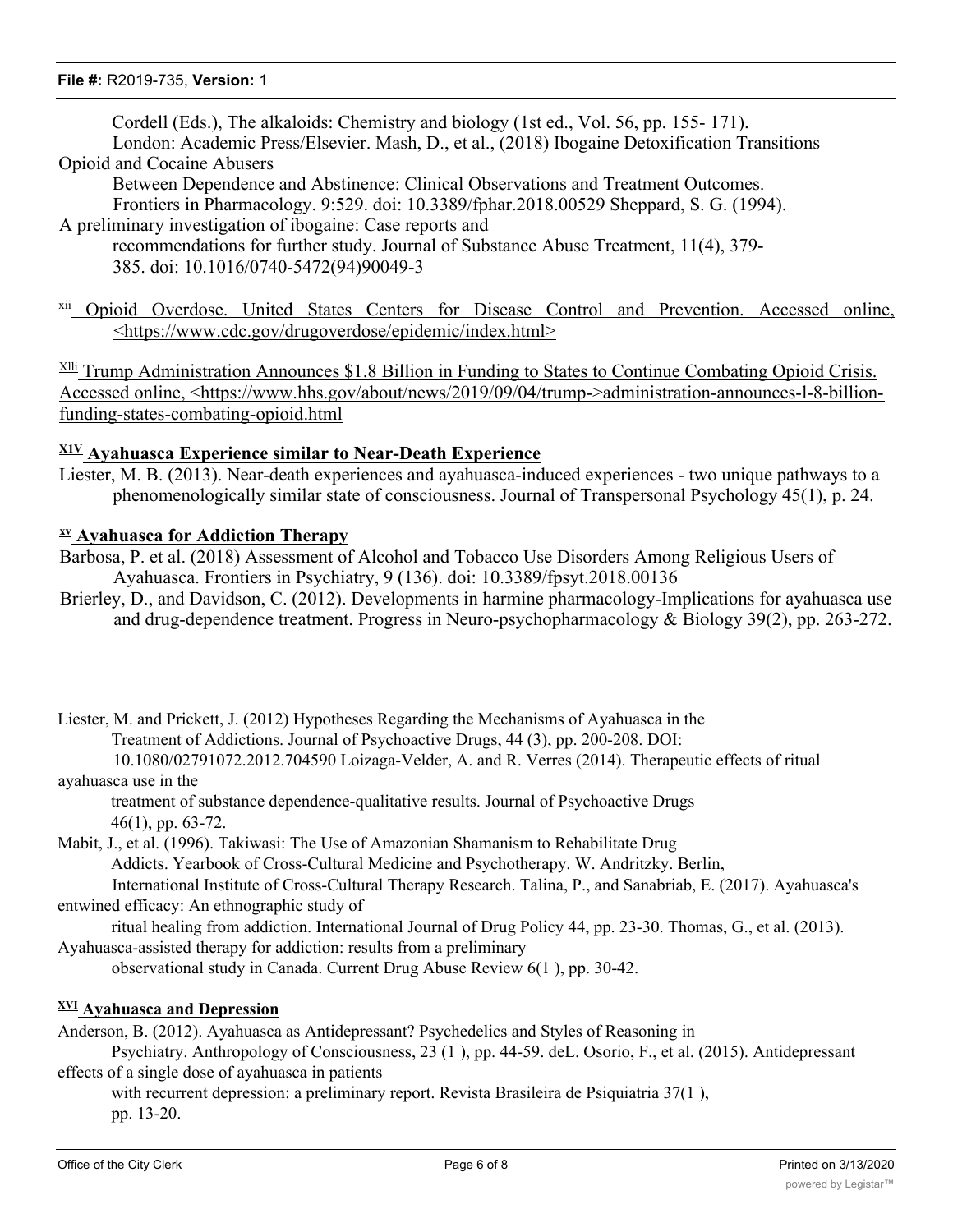Cordell (Eds.), The alkaloids: Chemistry and biology (1st ed., Vol. 56, pp. 155- 171). London: Academic Press/Elsevier. Mash, D., et al., (2018) Ibogaine Detoxification Transitions Opioid and Cocaine Abusers Between Dependence and Abstinence: Clinical Observations and Treatment Outcomes. Frontiers in Pharmacology. 9:529. doi: 10.3389/fphar.2018.00529 Sheppard, S. G. (1994). A preliminary investigation of ibogaine: Case reports and recommendations for further study. Journal of Substance Abuse Treatment, 11(4), 379-385. doi: 10.1016/0740-5472(94)90049-3

[xii] Opioid Overdose. United States Centers for Disease Control and Prevention. Accessed online, <https://www.cdc.gov/drugoverdose/epidemic/index.html>

[Xlli] Trump Administration Announces $1.8 Billion in Funding to States to Continue Combating Opioid Crisis. Accessed online, <https://www.hhs.gov/about/news/2019/09/04/trump->administration-announces-l-8-billion-funding-states-combating-opioid.html

**[X1V] Ayahuasca Experience similar to Near-Death Experience**

Liester, M. B. (2013). Near-death experiences and ayahuasca-induced experiences - two unique pathways to a phenomenologically similar state of consciousness. Journal of Transpersonal Psychology 45(1), p. 24.

**[xv] Ayahuasca for Addiction Therapy**

Barbosa, P. et al. (2018) Assessment of Alcohol and Tobacco Use Disorders Among Religious Users of Ayahuasca. Frontiers in Psychiatry, 9 (136). doi: 10.3389/fpsyt.2018.00136

Brierley, D., and Davidson, C. (2012). Developments in harmine pharmacology-Implications for ayahuasca use and drug-dependence treatment. Progress in Neuro-psychopharmacology & Biology 39(2), pp. 263-272.

Liester, M. and Prickett, J. (2012) Hypotheses Regarding the Mechanisms of Ayahuasca in the Treatment of Addictions. Journal of Psychoactive Drugs, 44 (3), pp. 200-208. DOI: 10.1080/02791072.2012.704590 Loizaga-Velder, A. and R. Verres (2014). Therapeutic effects of ritual ayahuasca use in the treatment of substance dependence-qualitative results. Journal of Psychoactive Drugs 46(1), pp. 63-72.

Mabit, J., et al. (1996). Takiwasi: The Use of Amazonian Shamanism to Rehabilitate Drug Addicts. Yearbook of Cross-Cultural Medicine and Psychotherapy. W. Andritzky. Berlin, International Institute of Cross-Cultural Therapy Research. Talina, P., and Sanabriab, E. (2017). Ayahuasca's entwined efficacy: An ethnographic study of ritual healing from addiction. International Journal of Drug Policy 44, pp. 23-30. Thomas, G., et al. (2013). Ayahuasca-assisted therapy for addiction: results from a preliminary observational study in Canada. Current Drug Abuse Review 6(1 ), pp. 30-42.

**[XVI] Ayahuasca and Depression**

Anderson, B. (2012). Ayahuasca as Antidepressant? Psychedelics and Styles of Reasoning in Psychiatry. Anthropology of Consciousness, 23 (1 ), pp. 44-59. deL. Osorio, F., et al. (2015). Antidepressant effects of a single dose of ayahuasca in patients with recurrent depression: a preliminary report. Revista Brasileira de Psiquiatria 37(1 ), pp. 13-20.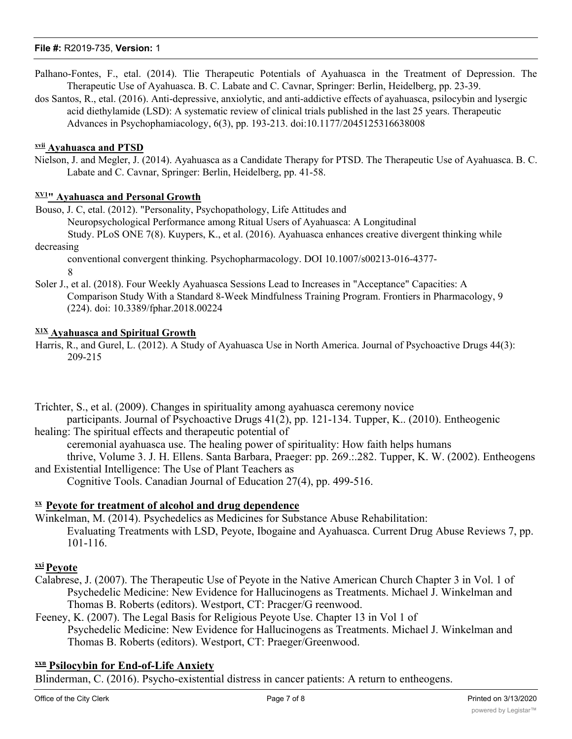Palhano-Fontes, F., etal. (2014). Tlie Therapeutic Potentials of Ayahuasca in the Treatment of Depression. The Therapeutic Use of Ayahuasca. B. C. Labate and C. Cavnar, Springer: Berlin, Heidelberg, pp. 23-39.

dos Santos, R., etal. (2016). Anti-depressive, anxiolytic, and anti-addictive effects of ayahuasca, psilocybin and lysergic acid diethylamide (LSD): A systematic review of clinical trials published in the last 25 years. Therapeutic Advances in Psychophamiacology, 6(3), pp. 193-213. doi:10.1177/2045125316638008

**[xvii] Ayahuasca and PTSD**

Nielson, J. and Megler, J. (2014). Ayahuasca as a Candidate Therapy for PTSD. The Therapeutic Use of Ayahuasca. B. C. Labate and C. Cavnar, Springer: Berlin, Heidelberg, pp. 41-58.

**[XV1"] Ayahuasca and Personal Growth**

Bouso, J. C, etal. (2012). "Personality, Psychopathology, Life Attitudes and Neuropsychological Performance among Ritual Users of Ayahuasca: A Longitudinal Study. PLoS ONE 7(8). Kuypers, K., et al. (2016). Ayahuasca enhances creative divergent thinking while decreasing conventional convergent thinking. Psychopharmacology. DOI 10.1007/s00213-016-4377-8

Soler J., et al. (2018). Four Weekly Ayahuasca Sessions Lead to Increases in "Acceptance" Capacities: A Comparison Study With a Standard 8-Week Mindfulness Training Program. Frontiers in Pharmacology, 9 (224). doi: 10.3389/fphar.2018.00224

**[X1X] Ayahuasca and Spiritual Growth**

Harris, R., and Gurel, L. (2012). A Study of Ayahuasca Use in North America. Journal of Psychoactive Drugs 44(3): 209-215

Trichter, S., et al. (2009). Changes in spirituality among ayahuasca ceremony novice participants. Journal of Psychoactive Drugs 41(2), pp. 121-134. Tupper, K.. (2010). Entheogenic healing: The spiritual effects and therapeutic potential of ceremonial ayahuasca use. The healing power of spirituality: How faith helps humans thrive, Volume 3. J. H. Ellens. Santa Barbara, Praeger: pp. 269.:.282. Tupper, K. W. (2002). Entheogens and Existential Intelligence: The Use of Plant Teachers as Cognitive Tools. Canadian Journal of Education 27(4), pp. 499-516.

**[xx] Peyote for treatment of alcohol and drug dependence**

Winkelman, M. (2014). Psychedelics as Medicines for Substance Abuse Rehabilitation: Evaluating Treatments with LSD, Peyote, Ibogaine and Ayahuasca. Current Drug Abuse Reviews 7, pp. 101-116.

**[xxi] Peyote**

Calabrese, J. (2007). The Therapeutic Use of Peyote in the Native American Church Chapter 3 in Vol. 1 of Psychedelic Medicine: New Evidence for Hallucinogens as Treatments. Michael J. Winkelman and Thomas B. Roberts (editors). Westport, CT: Pracger/G reenwood.

Feeney, K. (2007). The Legal Basis for Religious Peyote Use. Chapter 13 in Vol 1 of Psychedelic Medicine: New Evidence for Hallucinogens as Treatments. Michael J. Winkelman and Thomas B. Roberts (editors). Westport, CT: Praeger/Greenwood.

**[xxn] Psilocybin for End-of-Life Anxiety**

Blinderman, C. (2016). Psycho-existential distress in cancer patients: A return to entheogens.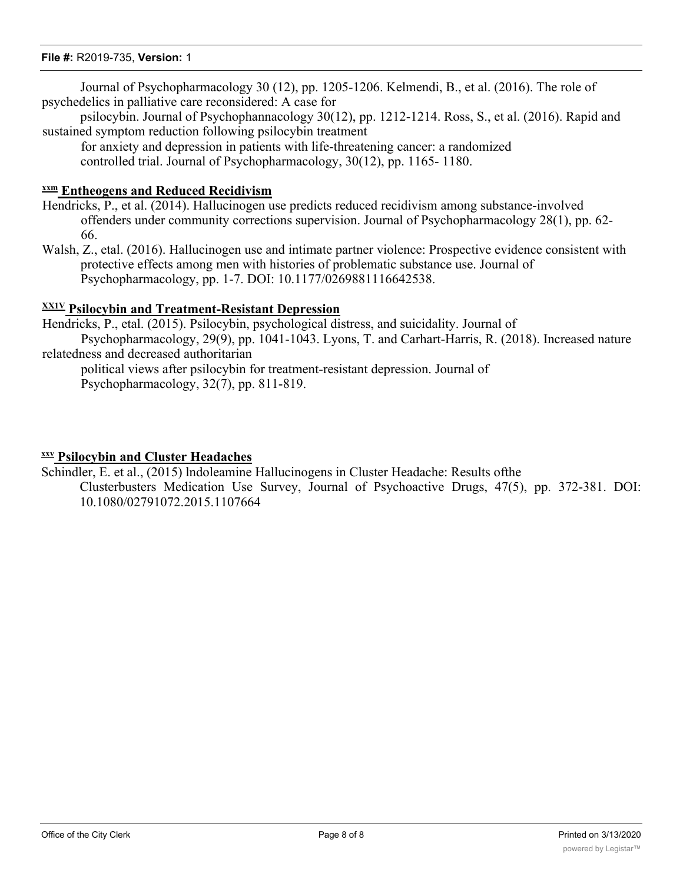Journal of Psychopharmacology 30 (12), pp. 1205-1206. Kelmendi, B., et al. (2016). The role of psychedelics in palliative care reconsidered: A case for psilocybin. Journal of Psychophannacology 30(12), pp. 1212-1214. Ross, S., et al. (2016). Rapid and sustained symptom reduction following psilocybin treatment for anxiety and depression in patients with life-threatening cancer: a randomized controlled trial. Journal of Psychopharmacology, 30(12), pp. 1165- 1180.

### [xxm] Entheogens and Reduced Recidivism

Hendricks, P., et al. (2014). Hallucinogen use predicts reduced recidivism among substance-involved offenders under community corrections supervision. Journal of Psychopharmacology 28(1), pp. 62-66.

Walsh, Z., etal. (2016). Hallucinogen use and intimate partner violence: Prospective evidence consistent with protective effects among men with histories of problematic substance use. Journal of Psychopharmacology, pp. 1-7. DOI: 10.1177/0269881116642538.

### [XX1V] Psilocybin and Treatment-Resistant Depression

Hendricks, P., etal. (2015). Psilocybin, psychological distress, and suicidality. Journal of Psychopharmacology, 29(9), pp. 1041-1043. Lyons, T. and Carhart-Harris, R. (2018). Increased nature relatedness and decreased authoritarian political views after psilocybin for treatment-resistant depression. Journal of Psychopharmacology, 32(7), pp. 811-819.

### [xxv] Psilocybin and Cluster Headaches

Schindler, E. et al., (2015) lndoleamine Hallucinogens in Cluster Headache: Results ofthe Clusterbusters Medication Use Survey, Journal of Psychoactive Drugs, 47(5), pp. 372-381. DOI: 10.1080/02791072.2015.1107664